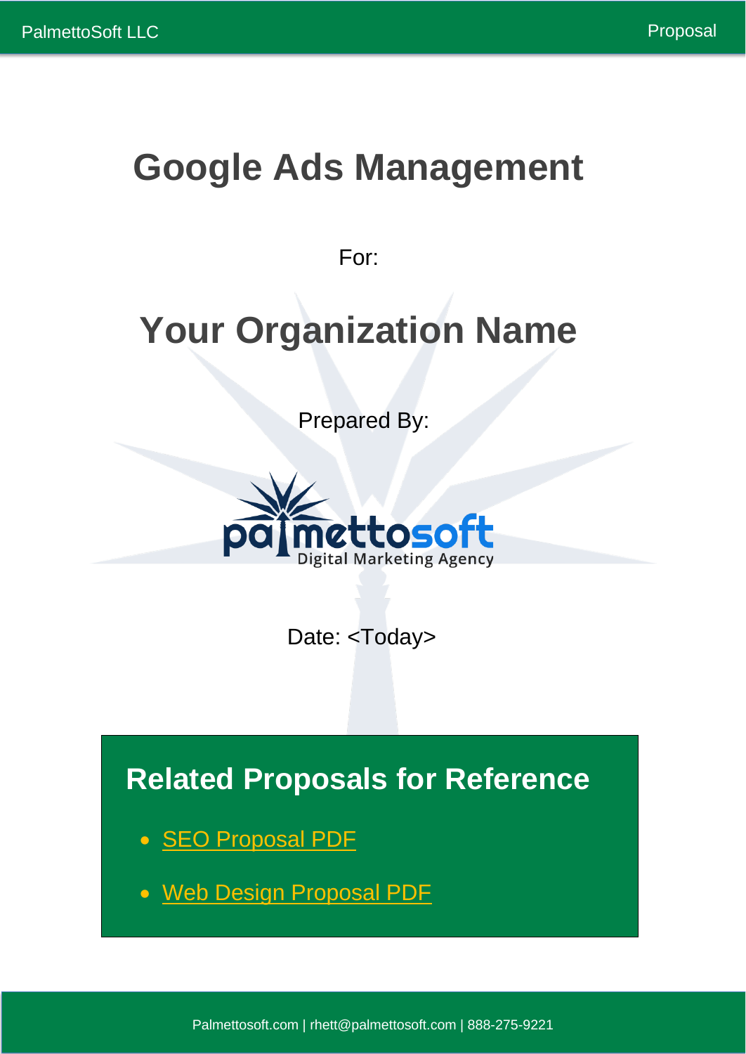# Google Ads Management

For:

# Your Organization Name

Prepared By:

palmettosoft
Digital Marketing Agency

Date: <Today>

## Related Proposals for Reference

- SEO Proposal PDF
- Web Design Proposal PDF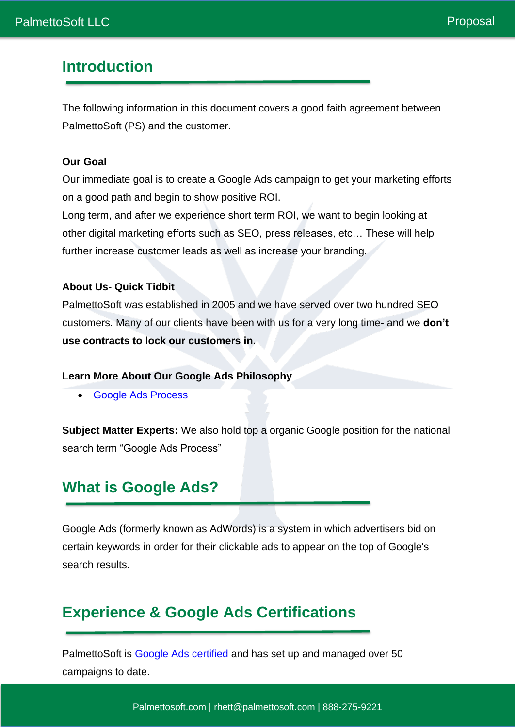## Introduction

The following information in this document covers a good faith agreement between PalmettoSoft (PS) and the customer.

**Our Goal**

Our immediate goal is to create a Google Ads campaign to get your marketing efforts on a good path and begin to show positive ROI.
Long term, and after we experience short term ROI, we want to begin looking at other digital marketing efforts such as SEO, press releases, etc… These will help further increase customer leads as well as increase your branding.

**About Us- Quick Tidbit**

PalmettoSoft was established in 2005 and we have served over two hundred SEO customers. Many of our clients have been with us for a very long time- and we **don't use contracts to lock our customers in.**

**Learn More About Our Google Ads Philosophy**

- Google Ads Process

**Subject Matter Experts:** We also hold top a organic Google position for the national search term "Google Ads Process"

## What is Google Ads?

Google Ads (formerly known as AdWords) is a system in which advertisers bid on certain keywords in order for their clickable ads to appear on the top of Google's search results.

## Experience & Google Ads Certifications

PalmettoSoft is Google Ads certified and has set up and managed over 50 campaigns to date.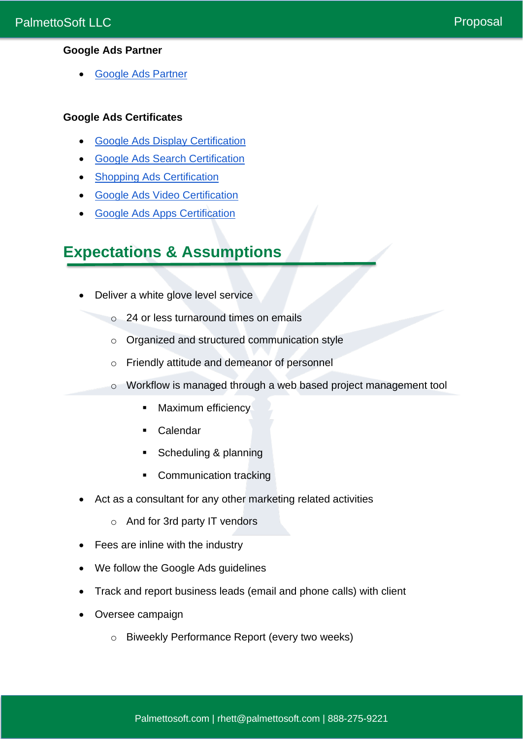**Google Ads Partner**

- Google Ads Partner

**Google Ads Certificates**

- Google Ads Display Certification
- Google Ads Search Certification
- Shopping Ads Certification
- Google Ads Video Certification
- Google Ads Apps Certification

## Expectations & Assumptions

- Deliver a white glove level service
  - 24 or less turnaround times on emails
  - Organized and structured communication style
  - Friendly attitude and demeanor of personnel
  - Workflow is managed through a web based project management tool
    - Maximum efficiency
    - Calendar
    - Scheduling & planning
    - Communication tracking
- Act as a consultant for any other marketing related activities
  - And for 3rd party IT vendors
- Fees are inline with the industry
- We follow the Google Ads guidelines
- Track and report business leads (email and phone calls) with client
- Oversee campaign
  - Biweekly Performance Report (every two weeks)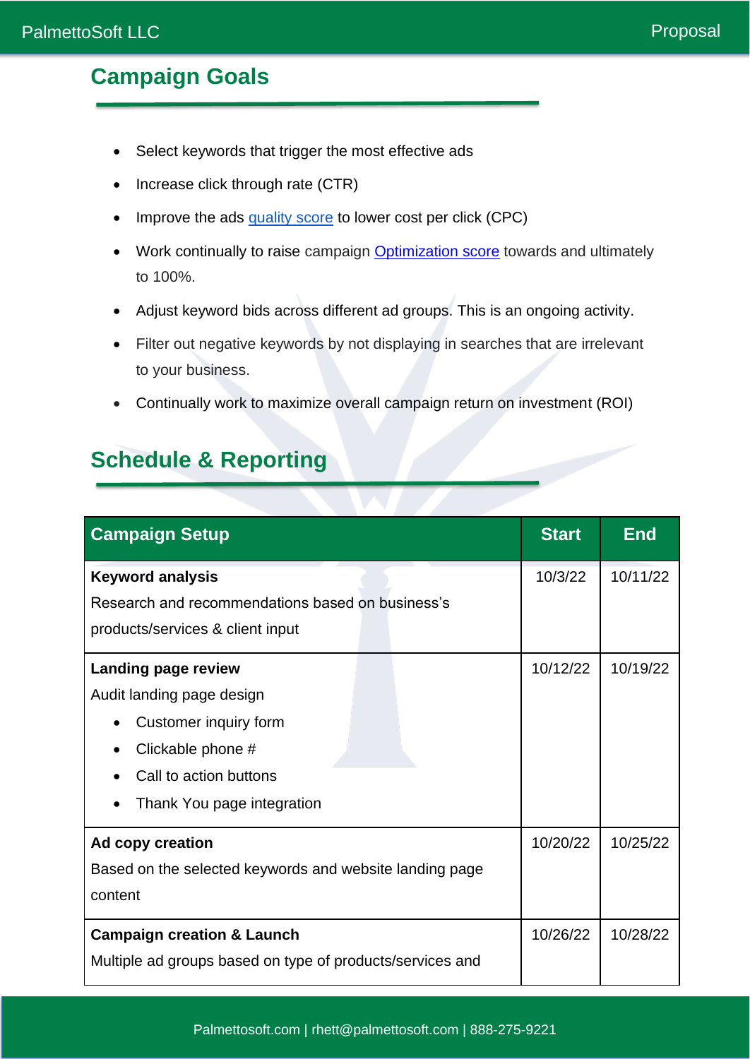## Campaign Goals

- Select keywords that trigger the most effective ads
- Increase click through rate (CTR)
- Improve the ads quality score to lower cost per click (CPC)
- Work continually to raise campaign Optimization score towards and ultimately to 100%.
- Adjust keyword bids across different ad groups. This is an ongoing activity.
- Filter out negative keywords by not displaying in searches that are irrelevant to your business.
- Continually work to maximize overall campaign return on investment (ROI)

## Schedule & Reporting

| Campaign Setup | Start | End |
|---|---|---|
| **Keyword analysis**<br>Research and recommendations based on business's products/services & client input | 10/3/22 | 10/11/22 |
| **Landing page review**<br>Audit landing page design<br>• Customer inquiry form<br>• Clickable phone #<br>• Call to action buttons<br>• Thank You page integration | 10/12/22 | 10/19/22 |
| **Ad copy creation**<br>Based on the selected keywords and website landing page content | 10/20/22 | 10/25/22 |
| **Campaign creation & Launch**<br>Multiple ad groups based on type of products/services and | 10/26/22 | 10/28/22 |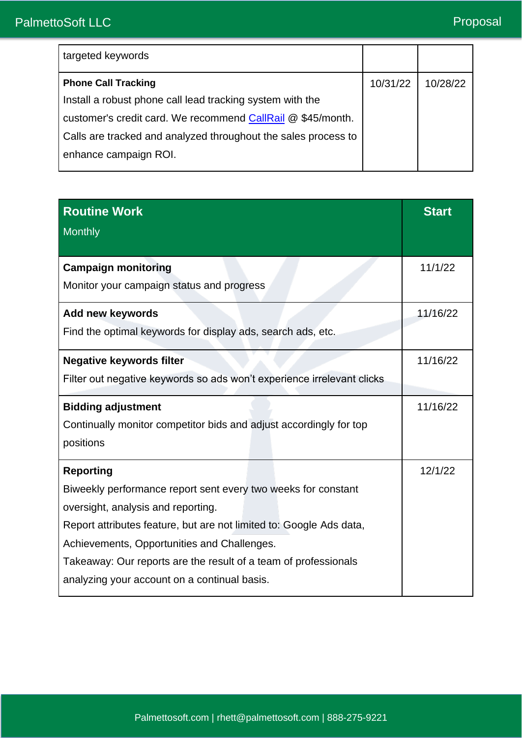| | | |
|---|---|---|
| targeted keywords | | |
| **Phone Call Tracking**<br>Install a robust phone call lead tracking system with the customer's credit card. We recommend [CallRail](CallRail) @ $45/month. Calls are tracked and analyzed throughout the sales process to enhance campaign ROI. | 10/31/22 | 10/28/22 |

| **Routine Work**<br>Monthly | **Start** |
|---|---|
| **Campaign monitoring**<br>Monitor your campaign status and progress | 11/1/22 |
| **Add new keywords**<br>Find the optimal keywords for display ads, search ads, etc. | 11/16/22 |
| **Negative keywords filter**<br>Filter out negative keywords so ads won't experience irrelevant clicks | 11/16/22 |
| **Bidding adjustment**<br>Continually monitor competitor bids and adjust accordingly for top positions | 11/16/22 |
| **Reporting**<br>Biweekly performance report sent every two weeks for constant oversight, analysis and reporting.<br>Report attributes feature, but are not limited to: Google Ads data, Achievements, Opportunities and Challenges.<br>Takeaway: Our reports are the result of a team of professionals analyzing your account on a continual basis. | 12/1/22 |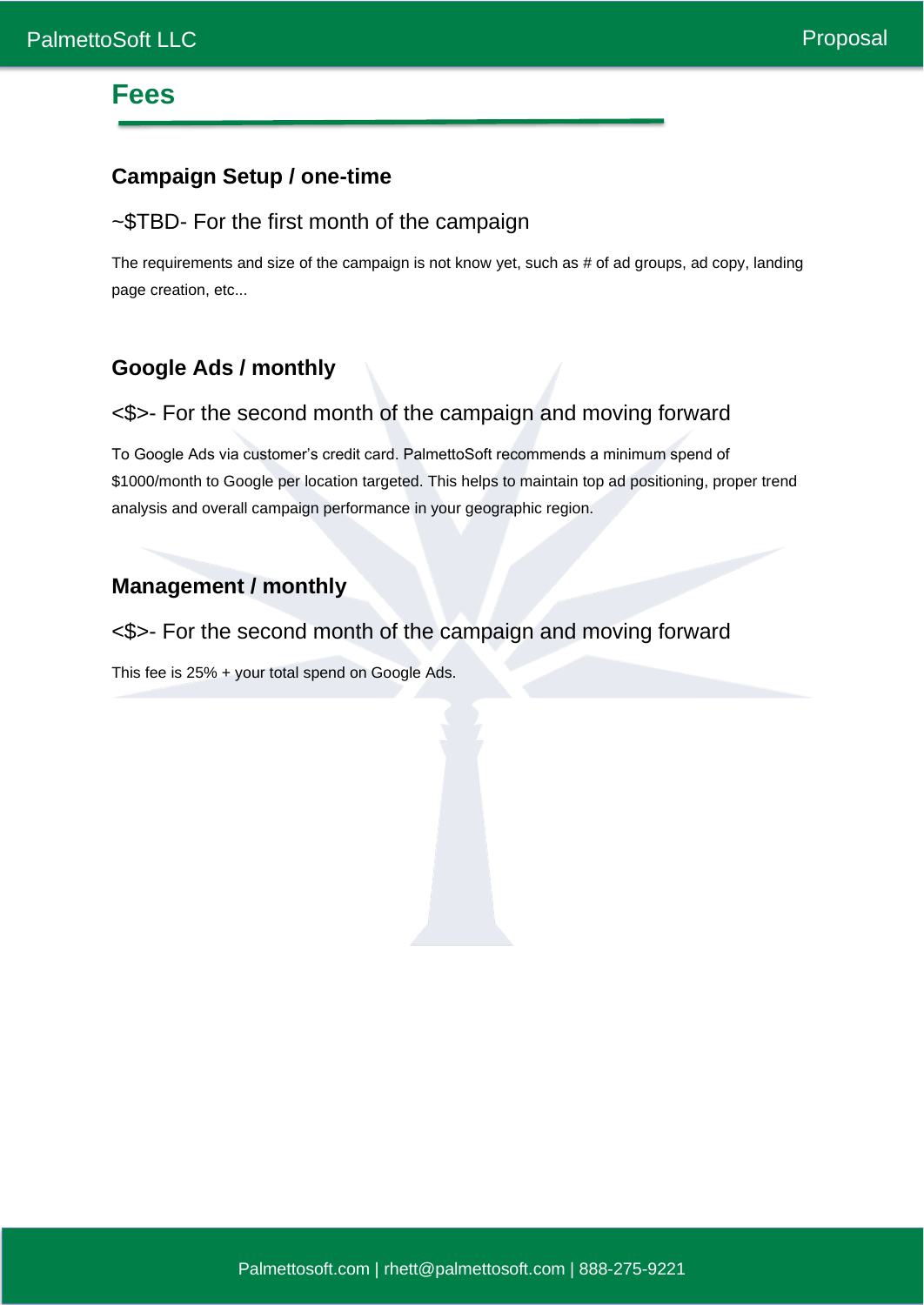# Fees

### Campaign Setup / one-time

~$TBD- For the first month of the campaign

The requirements and size of the campaign is not know yet, such as # of ad groups, ad copy, landing page creation, etc...

### Google Ads / monthly

<$>- For the second month of the campaign and moving forward

To Google Ads via customer's credit card. PalmettoSoft recommends a minimum spend of $1000/month to Google per location targeted. This helps to maintain top ad positioning, proper trend analysis and overall campaign performance in your geographic region.

### Management / monthly

<$>- For the second month of the campaign and moving forward

This fee is 25% + your total spend on Google Ads.